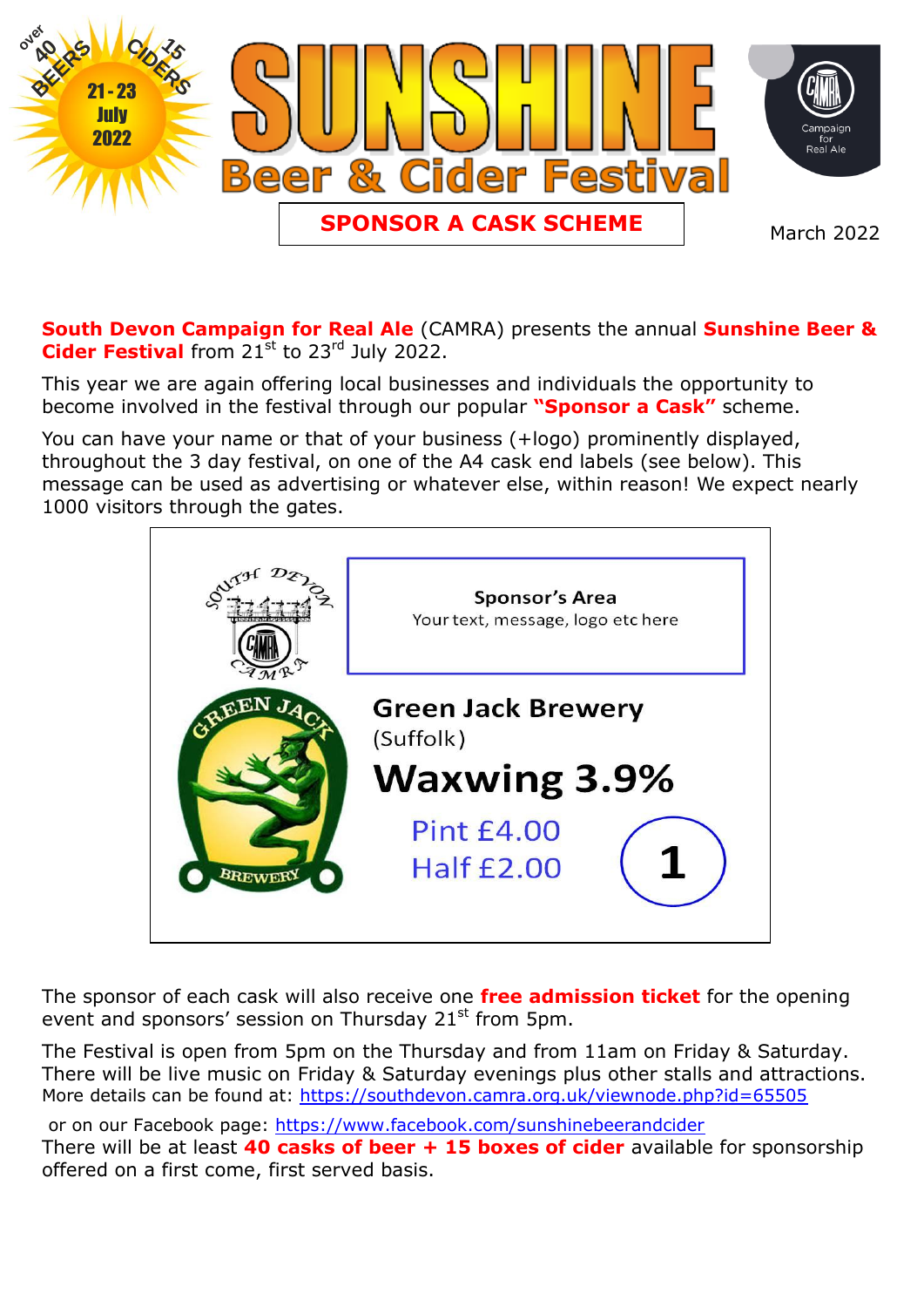over 40 BEERS 15 CIDERS

21 - 23 July 2022

# SUNSHINE Beer & Cider Festival

Campaign for Real Ale

## SPONSOR A CASK SCHEME

March 2022

**South Devon Campaign for Real Ale** (CAMRA) presents the annual **Sunshine Beer & Cider Festival** from 21st to 23rd July 2022.

This year we are again offering local businesses and individuals the opportunity to become involved in the festival through our popular **"Sponsor a Cask"** scheme.

You can have your name or that of your business (+logo) prominently displayed, throughout the 3 day festival, on one of the A4 cask end labels (see below). This message can be used as advertising or whatever else, within reason! We expect nearly 1000 visitors through the gates.

South Devon CAMRA

**Sponsor's Area**
Your text, message, logo etc here

GREEN JACK BREWERY

**Green Jack Brewery**
(Suffolk)

**Waxwing 3.9%**

Pint £4.00
Half £2.00

1

The sponsor of each cask will also receive one **free admission ticket** for the opening event and sponsors' session on Thursday 21st from 5pm.

The Festival is open from 5pm on the Thursday and from 11am on Friday & Saturday. There will be live music on Friday & Saturday evenings plus other stalls and attractions. More details can be found at: https://southdevon.camra.org.uk/viewnode.php?id=65505

or on our Facebook page: https://www.facebook.com/sunshinebeerandcider

There will be at least **40 casks of beer + 15 boxes of cider** available for sponsorship offered on a first come, first served basis.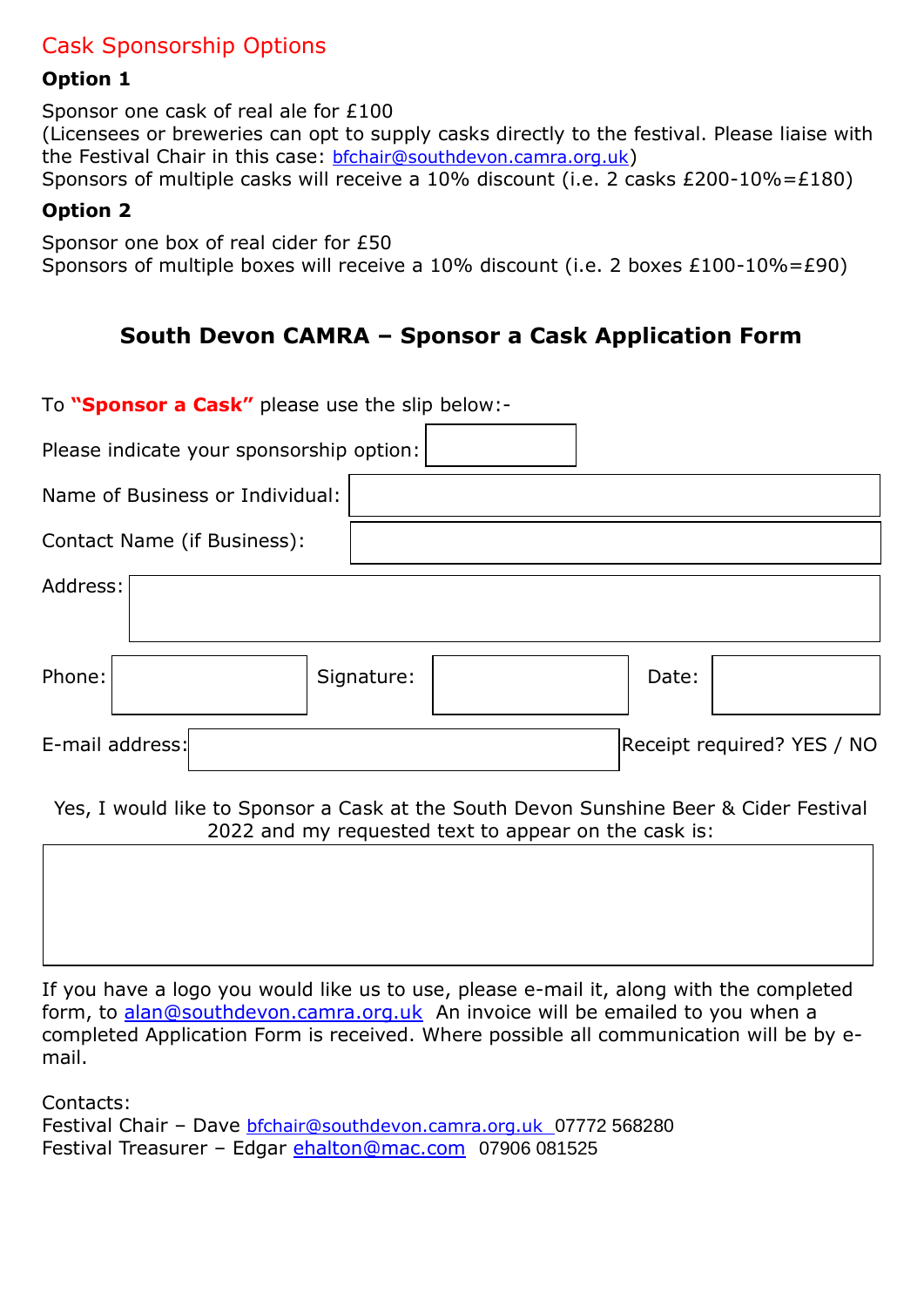## Cask Sponsorship Options

### Option 1

Sponsor one cask of real ale for £100
(Licensees or breweries can opt to supply casks directly to the festival. Please liaise with the Festival Chair in this case: bfchair@southdevon.camra.org.uk)
Sponsors of multiple casks will receive a 10% discount (i.e. 2 casks £200-10%=£180)

### Option 2

Sponsor one box of real cider for £50
Sponsors of multiple boxes will receive a 10% discount (i.e. 2 boxes £100-10%=£90)

## South Devon CAMRA – Sponsor a Cask Application Form

To **"Sponsor a Cask"** please use the slip below:-

Please indicate your sponsorship option: ____________

Name of Business or Individual: ____________

Contact Name (if Business): ____________

Address: ____________

Phone: ____________ Signature: ____________ Date: ____________

E-mail address: ____________ Receipt required? YES / NO

Yes, I would like to Sponsor a Cask at the South Devon Sunshine Beer & Cider Festival 2022 and my requested text to appear on the cask is:

____________

If you have a logo you would like us to use, please e-mail it, along with the completed form, to alan@southdevon.camra.org.uk An invoice will be emailed to you when a completed Application Form is received. Where possible all communication will be by e-mail.

Contacts:
Festival Chair – Dave bfchair@southdevon.camra.org.uk 07772 568280
Festival Treasurer – Edgar ehalton@mac.com 07906 081525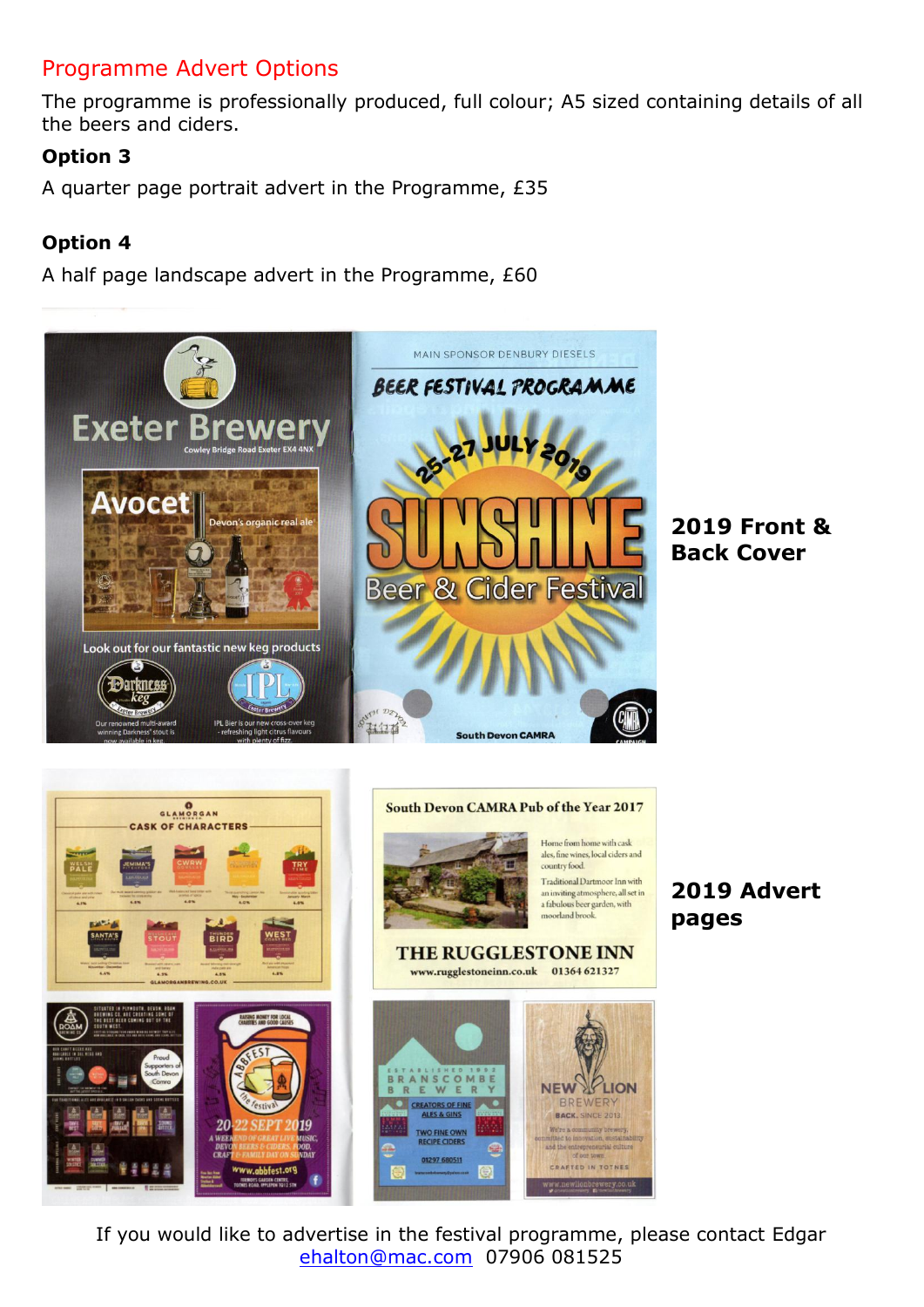## Programme Advert Options

The programme is professionally produced, full colour; A5 sized containing details of all the beers and ciders.

**Option 3**

A quarter page portrait advert in the Programme, £35

**Option 4**

A half page landscape advert in the Programme, £60

**2019 Front & Back Cover**

**2019 Advert pages**

If you would like to advertise in the festival programme, please contact Edgar [ehalton@mac.com](mailto:ehalton@mac.com) 07906 081525